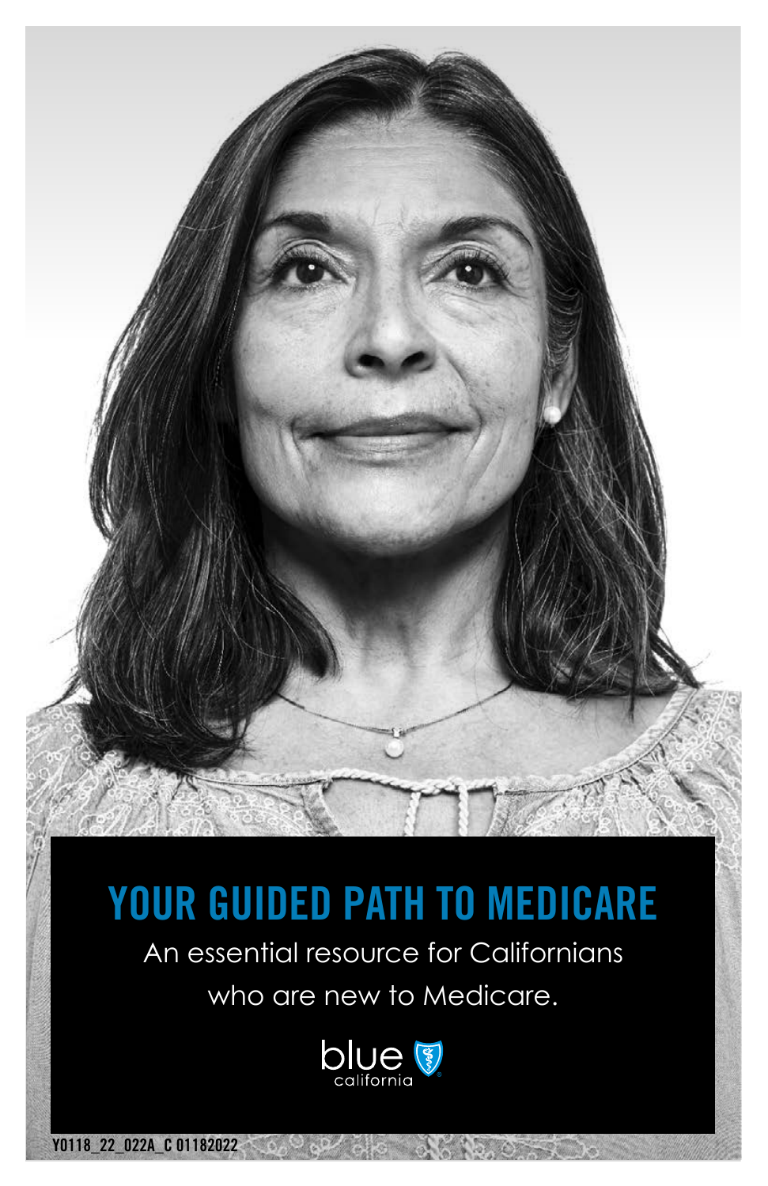# YOUR GUIDED PATH TO MEDICARE

An essential resource for Californians who are new to Medicare.

blue california

Y0118_22_022A_C 01182022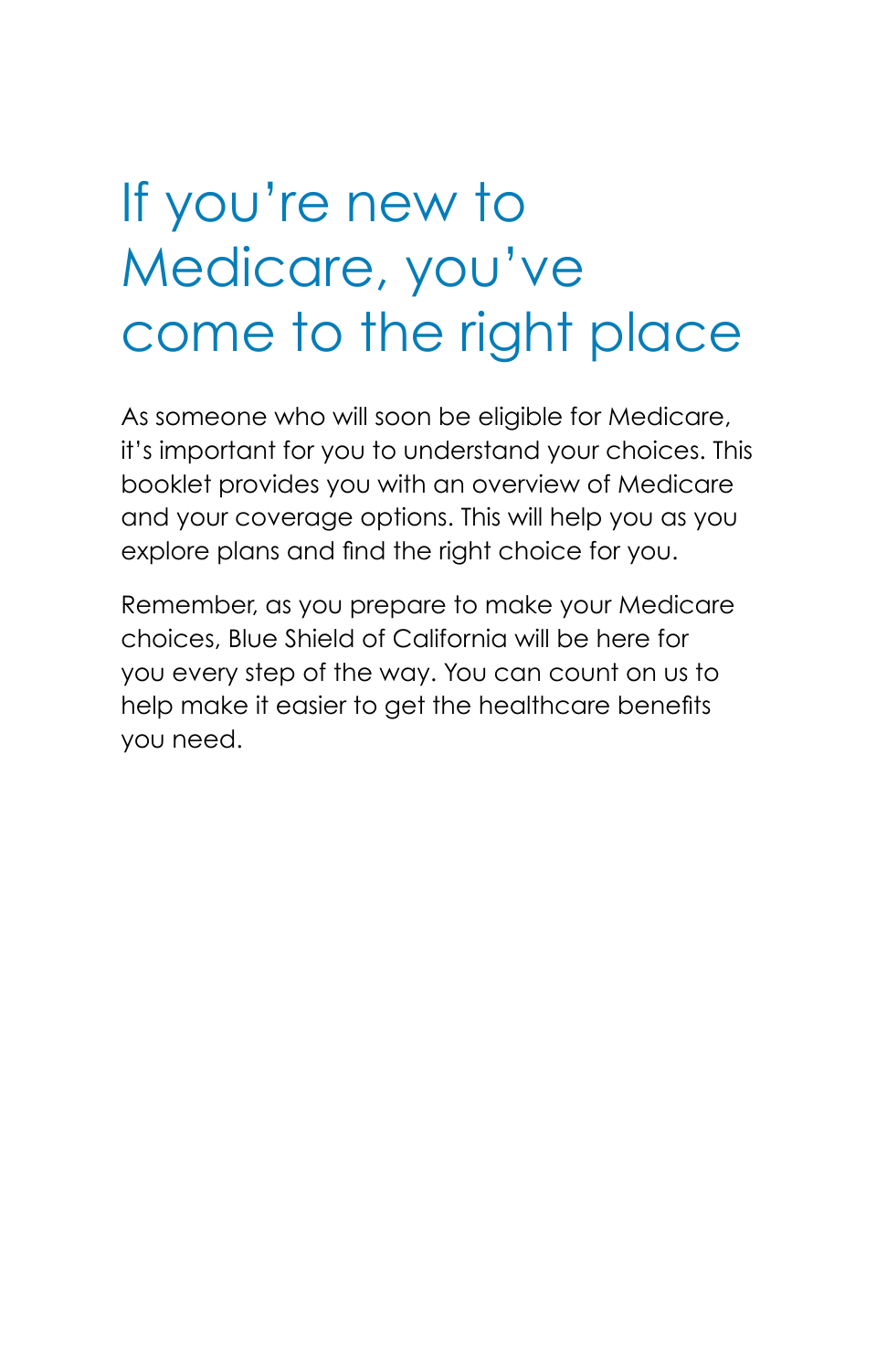# If you're new to Medicare, you've come to the right place

As someone who will soon be eligible for Medicare, it's important for you to understand your choices. This booklet provides you with an overview of Medicare and your coverage options. This will help you as you explore plans and find the right choice for you.

Remember, as you prepare to make your Medicare choices, Blue Shield of California will be here for you every step of the way. You can count on us to help make it easier to get the healthcare benefits you need.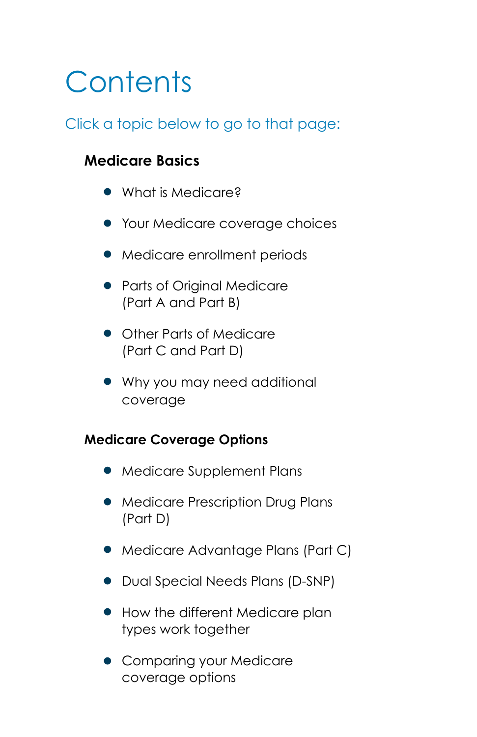# Contents

Click a topic below to go to that page:

### Medicare Basics

- What is Medicare?
- Your Medicare coverage choices
- Medicare enrollment periods
- Parts of Original Medicare (Part A and Part B)
- Other Parts of Medicare (Part C and Part D)
- Why you may need additional coverage

### Medicare Coverage Options

- Medicare Supplement Plans
- Medicare Prescription Drug Plans (Part D)
- Medicare Advantage Plans (Part C)
- Dual Special Needs Plans (D-SNP)
- How the different Medicare plan types work together
- Comparing your Medicare coverage options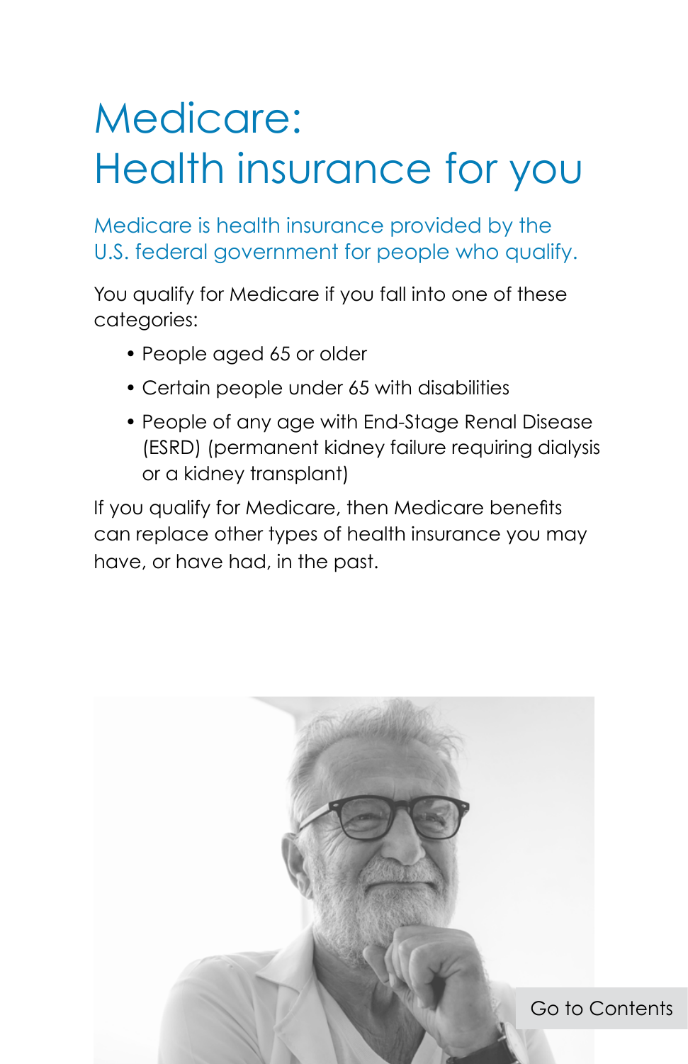# Medicare: Health insurance for you

Medicare is health insurance provided by the U.S. federal government for people who qualify.

You qualify for Medicare if you fall into one of these categories:

- People aged 65 or older
- Certain people under 65 with disabilities
- People of any age with End-Stage Renal Disease (ESRD) (permanent kidney failure requiring dialysis or a kidney transplant)

If you qualify for Medicare, then Medicare benefits can replace other types of health insurance you may have, or have had, in the past.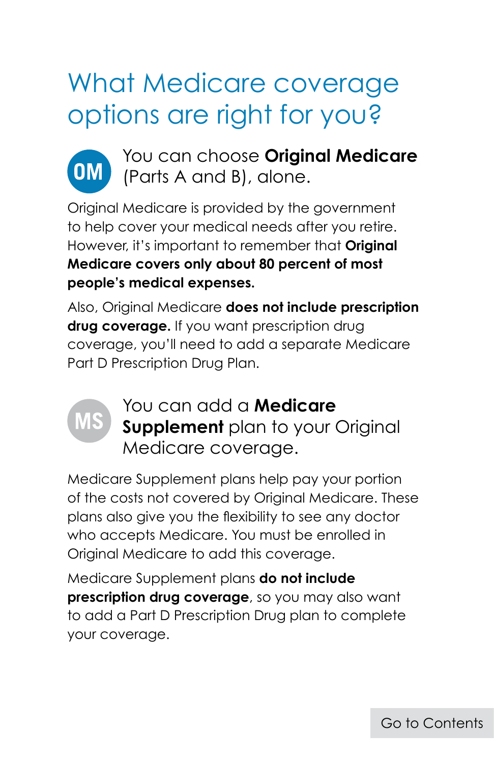# What Medicare coverage options are right for you?

OM

## You can choose **Original Medicare** (Parts A and B), alone.

Original Medicare is provided by the government to help cover your medical needs after you retire. However, it's important to remember that **Original Medicare covers only about 80 percent of most people's medical expenses.**

Also, Original Medicare **does not include prescription drug coverage.** If you want prescription drug coverage, you'll need to add a separate Medicare Part D Prescription Drug Plan.

MS

## You can add a **Medicare Supplement** plan to your Original Medicare coverage.

Medicare Supplement plans help pay your portion of the costs not covered by Original Medicare. These plans also give you the flexibility to see any doctor who accepts Medicare. You must be enrolled in Original Medicare to add this coverage.

Medicare Supplement plans **do not include prescription drug coverage**, so you may also want to add a Part D Prescription Drug plan to complete your coverage.

Go to Contents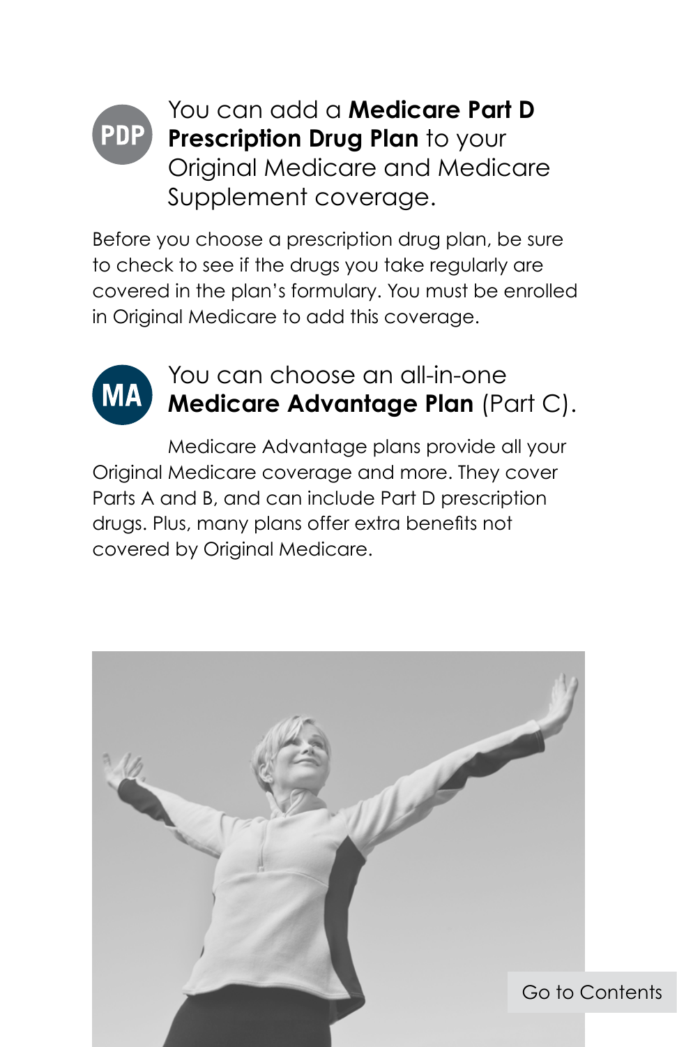PDP

## You can add a **Medicare Part D Prescription Drug Plan** to your Original Medicare and Medicare Supplement coverage.

Before you choose a prescription drug plan, be sure to check to see if the drugs you take regularly are covered in the plan's formulary. You must be enrolled in Original Medicare to add this coverage.

MA

## You can choose an all-in-one **Medicare Advantage Plan** (Part C).

Medicare Advantage plans provide all your Original Medicare coverage and more. They cover Parts A and B, and can include Part D prescription drugs. Plus, many plans offer extra benefits not covered by Original Medicare.

Go to Contents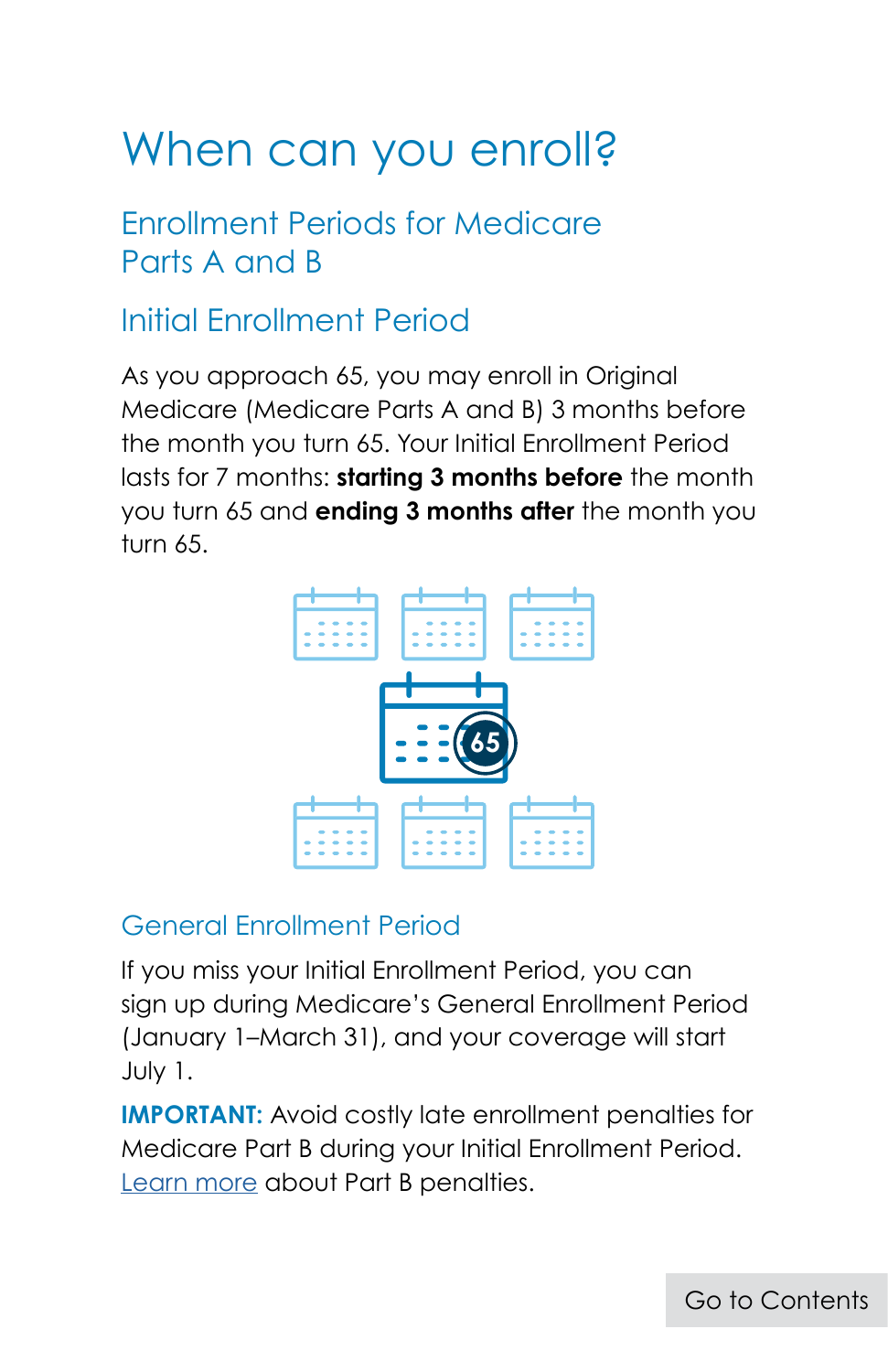# When can you enroll?

## Enrollment Periods for Medicare Parts A and B

### Initial Enrollment Period

As you approach 65, you may enroll in Original Medicare (Medicare Parts A and B) 3 months before the month you turn 65. Your Initial Enrollment Period lasts for 7 months: **starting 3 months before** the month you turn 65 and **ending 3 months after** the month you turn 65.

### General Enrollment Period

If you miss your Initial Enrollment Period, you can sign up during Medicare's General Enrollment Period (January 1–March 31), and your coverage will start July 1.

**IMPORTANT:** Avoid costly late enrollment penalties for Medicare Part B during your Initial Enrollment Period. Learn more about Part B penalties.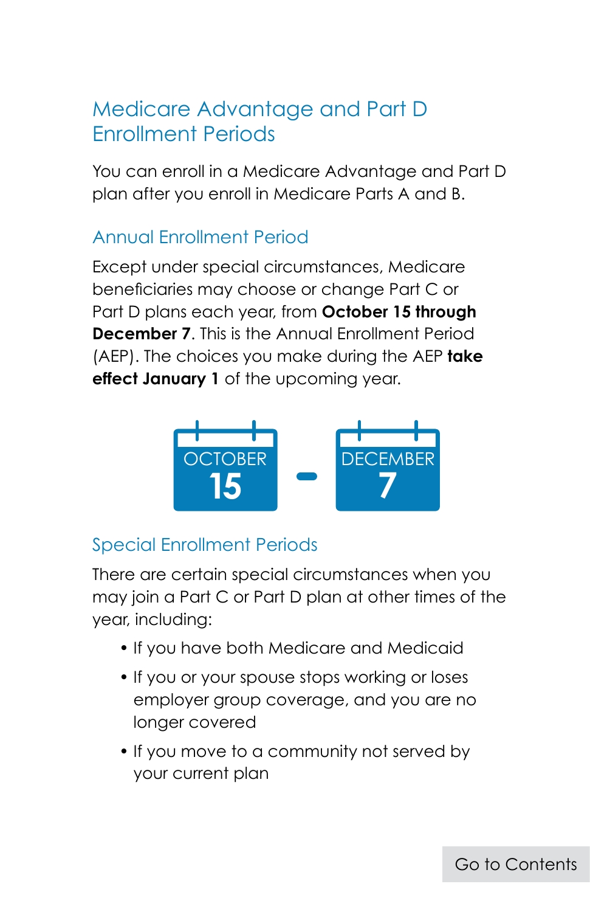# Medicare Advantage and Part D Enrollment Periods

You can enroll in a Medicare Advantage and Part D plan after you enroll in Medicare Parts A and B.

## Annual Enrollment Period

Except under special circumstances, Medicare beneficiaries may choose or change Part C or Part D plans each year, from **October 15 through December 7**. This is the Annual Enrollment Period (AEP). The choices you make during the AEP **take effect January 1** of the upcoming year.

OCTOBER 15 - DECEMBER 7

## Special Enrollment Periods

There are certain special circumstances when you may join a Part C or Part D plan at other times of the year, including:

- If you have both Medicare and Medicaid
- If you or your spouse stops working or loses employer group coverage, and you are no longer covered
- If you move to a community not served by your current plan

Go to Contents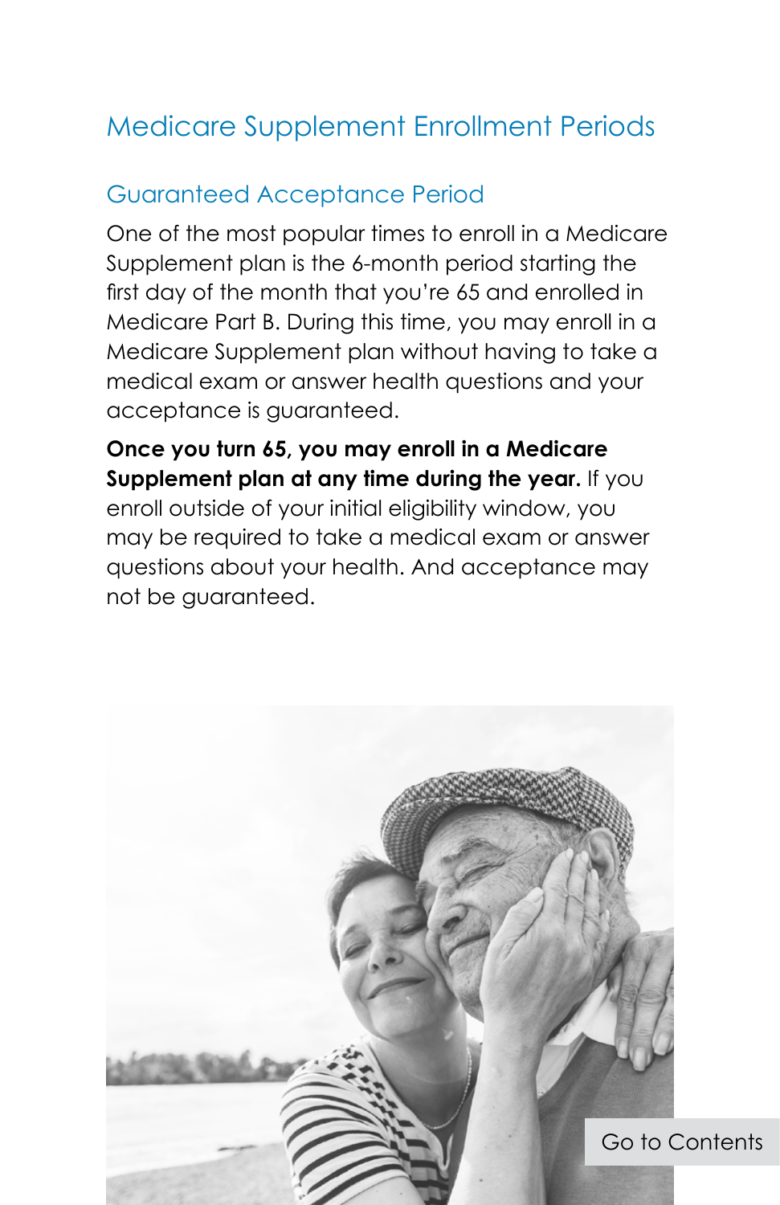# Medicare Supplement Enrollment Periods

## Guaranteed Acceptance Period

One of the most popular times to enroll in a Medicare Supplement plan is the 6-month period starting the first day of the month that you're 65 and enrolled in Medicare Part B. During this time, you may enroll in a Medicare Supplement plan without having to take a medical exam or answer health questions and your acceptance is guaranteed.

**Once you turn 65, you may enroll in a Medicare Supplement plan at any time during the year.** If you enroll outside of your initial eligibility window, you may be required to take a medical exam or answer questions about your health. And acceptance may not be guaranteed.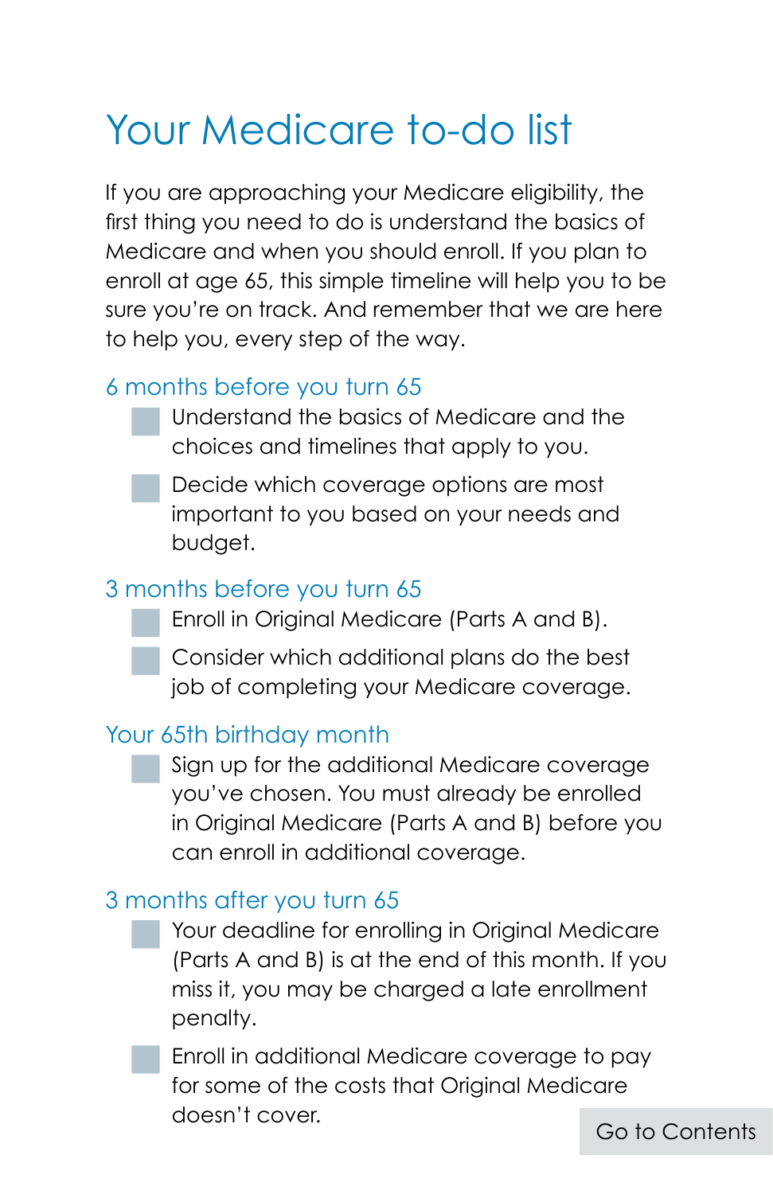# Your Medicare to-do list

If you are approaching your Medicare eligibility, the first thing you need to do is understand the basics of Medicare and when you should enroll. If you plan to enroll at age 65, this simple timeline will help you to be sure you're on track. And remember that we are here to help you, every step of the way.

## 6 months before you turn 65

- [ ] Understand the basics of Medicare and the choices and timelines that apply to you.
- [ ] Decide which coverage options are most important to you based on your needs and budget.

## 3 months before you turn 65

- [ ] Enroll in Original Medicare (Parts A and B).
- [ ] Consider which additional plans do the best job of completing your Medicare coverage.

## Your 65th birthday month

- [ ] Sign up for the additional Medicare coverage you've chosen. You must already be enrolled in Original Medicare (Parts A and B) before you can enroll in additional coverage.

## 3 months after you turn 65

- [ ] Your deadline for enrolling in Original Medicare (Parts A and B) is at the end of this month. If you miss it, you may be charged a late enrollment penalty.
- [ ] Enroll in additional Medicare coverage to pay for some of the costs that Original Medicare doesn't cover.

Go to Contents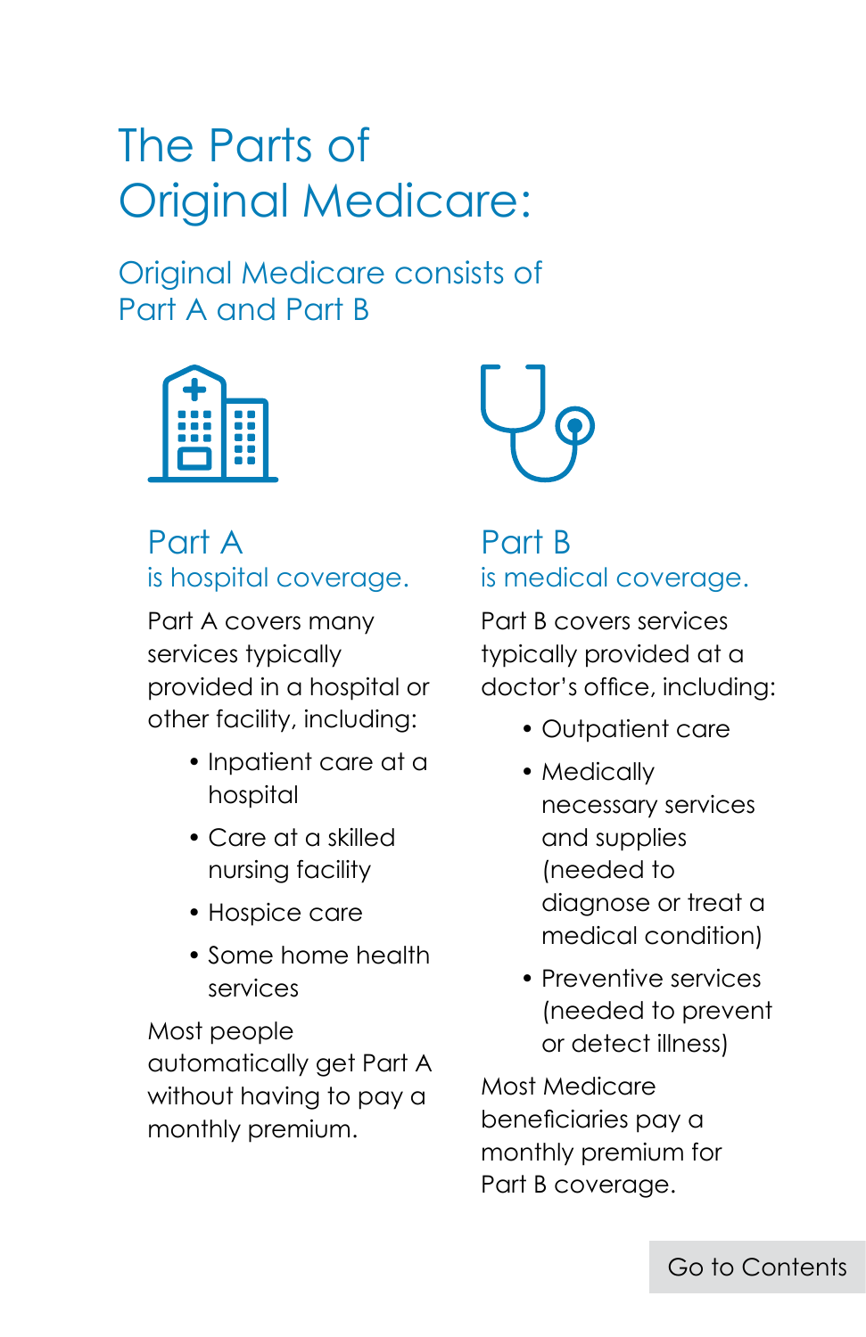# The Parts of Original Medicare:

## Original Medicare consists of Part A and Part B

### Part A
**is hospital coverage.**

Part A covers many services typically provided in a hospital or other facility, including:

- Inpatient care at a hospital
- Care at a skilled nursing facility
- Hospice care
- Some home health services

Most people automatically get Part A without having to pay a monthly premium.

### Part B
**is medical coverage.**

Part B covers services typically provided at a doctor's office, including:

- Outpatient care
- Medically necessary services and supplies (needed to diagnose or treat a medical condition)
- Preventive services (needed to prevent or detect illness)

Most Medicare beneficiaries pay a monthly premium for Part B coverage.

Go to Contents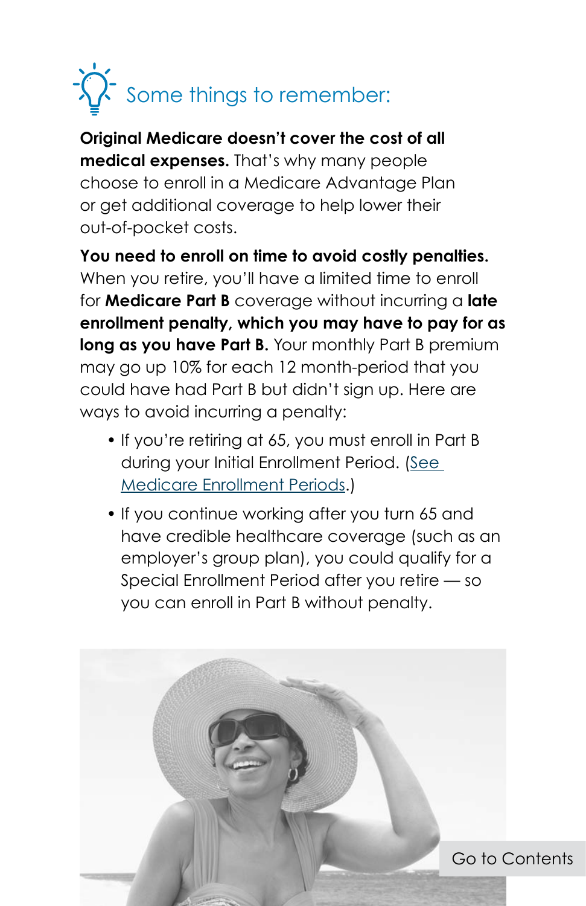## Some things to remember:

**Original Medicare doesn't cover the cost of all medical expenses.** That's why many people choose to enroll in a Medicare Advantage Plan or get additional coverage to help lower their out-of-pocket costs.

**You need to enroll on time to avoid costly penalties.** When you retire, you'll have a limited time to enroll for **Medicare Part B** coverage without incurring a **late enrollment penalty, which you may have to pay for as long as you have Part B.** Your monthly Part B premium may go up 10% for each 12 month-period that you could have had Part B but didn't sign up. Here are ways to avoid incurring a penalty:

- If you're retiring at 65, you must enroll in Part B during your Initial Enrollment Period. (See Medicare Enrollment Periods.)
- If you continue working after you turn 65 and have credible healthcare coverage (such as an employer's group plan), you could qualify for a Special Enrollment Period after you retire — so you can enroll in Part B without penalty.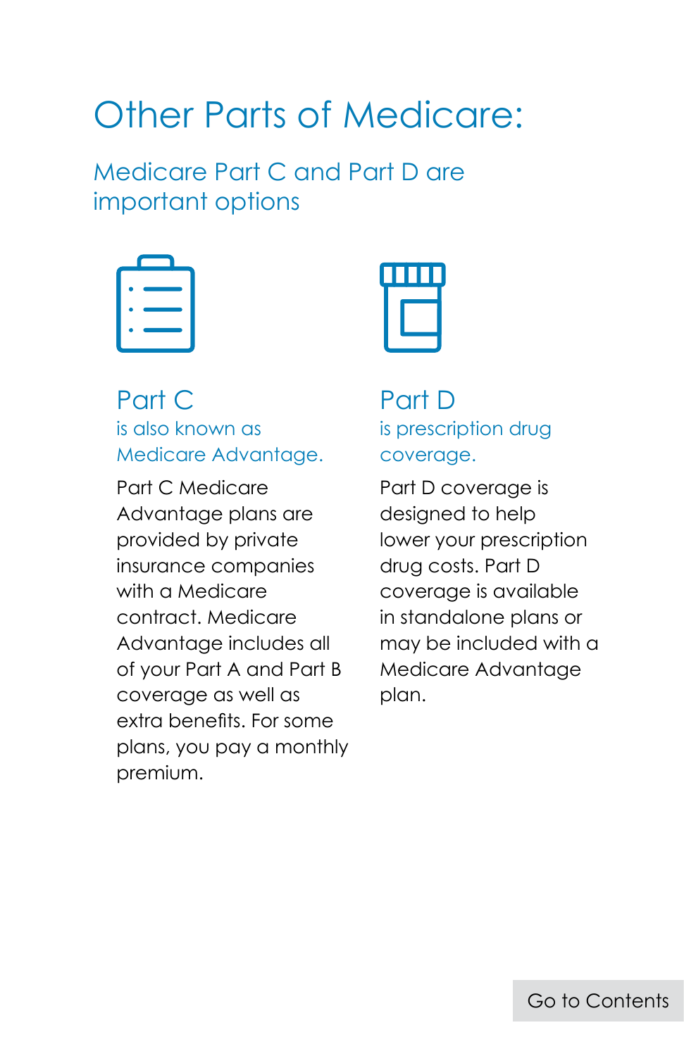# Other Parts of Medicare:

## Medicare Part C and Part D are important options

### Part C

is also known as Medicare Advantage.

Part C Medicare Advantage plans are provided by private insurance companies with a Medicare contract. Medicare Advantage includes all of your Part A and Part B coverage as well as extra benefits. For some plans, you pay a monthly premium.

### Part D

is prescription drug coverage.

Part D coverage is designed to help lower your prescription drug costs. Part D coverage is available in standalone plans or may be included with a Medicare Advantage plan.

Go to Contents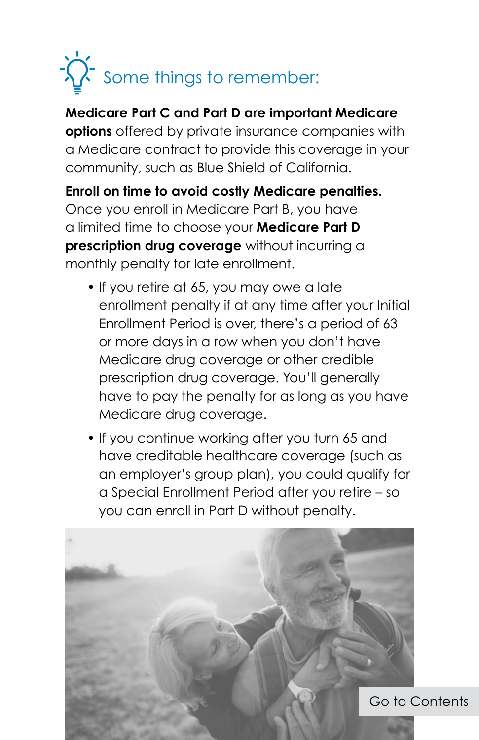## Some things to remember:

**Medicare Part C and Part D are important Medicare options** offered by private insurance companies with a Medicare contract to provide this coverage in your community, such as Blue Shield of California.

**Enroll on time to avoid costly Medicare penalties.** Once you enroll in Medicare Part B, you have a limited time to choose your **Medicare Part D prescription drug coverage** without incurring a monthly penalty for late enrollment.

- If you retire at 65, you may owe a late enrollment penalty if at any time after your Initial Enrollment Period is over, there's a period of 63 or more days in a row when you don't have Medicare drug coverage or other credible prescription drug coverage. You'll generally have to pay the penalty for as long as you have Medicare drug coverage.
- If you continue working after you turn 65 and have creditable healthcare coverage (such as an employer's group plan), you could qualify for a Special Enrollment Period after you retire – so you can enroll in Part D without penalty.

Go to Contents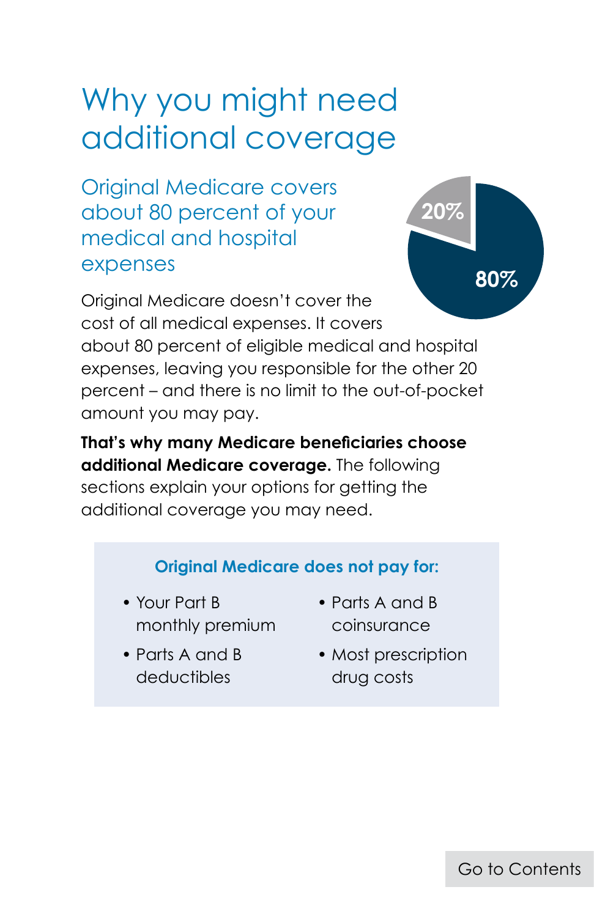# Why you might need additional coverage

## Original Medicare covers about 80 percent of your medical and hospital expenses

20%

80%

Original Medicare doesn't cover the cost of all medical expenses. It covers about 80 percent of eligible medical and hospital expenses, leaving you responsible for the other 20 percent – and there is no limit to the out-of-pocket amount you may pay.

**That's why many Medicare beneficiaries choose additional Medicare coverage.** The following sections explain your options for getting the additional coverage you may need.

**Original Medicare does not pay for:**

- Your Part B monthly premium
- Parts A and B deductibles
- Parts A and B coinsurance
- Most prescription drug costs

Go to Contents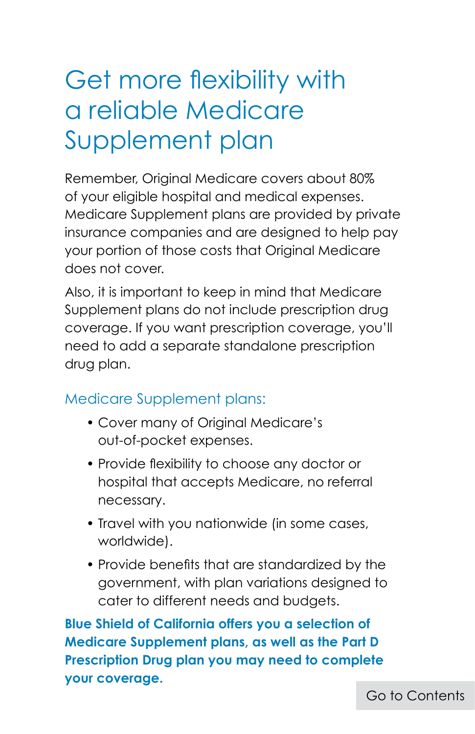# Get more flexibility with a reliable Medicare Supplement plan

Remember, Original Medicare covers about 80% of your eligible hospital and medical expenses. Medicare Supplement plans are provided by private insurance companies and are designed to help pay your portion of those costs that Original Medicare does not cover.

Also, it is important to keep in mind that Medicare Supplement plans do not include prescription drug coverage. If you want prescription coverage, you'll need to add a separate standalone prescription drug plan.

## Medicare Supplement plans:

- Cover many of Original Medicare's out-of-pocket expenses.
- Provide flexibility to choose any doctor or hospital that accepts Medicare, no referral necessary.
- Travel with you nationwide (in some cases, worldwide).
- Provide benefits that are standardized by the government, with plan variations designed to cater to different needs and budgets.

**Blue Shield of California offers you a selection of Medicare Supplement plans, as well as the Part D Prescription Drug plan you may need to complete your coverage.**

Go to Contents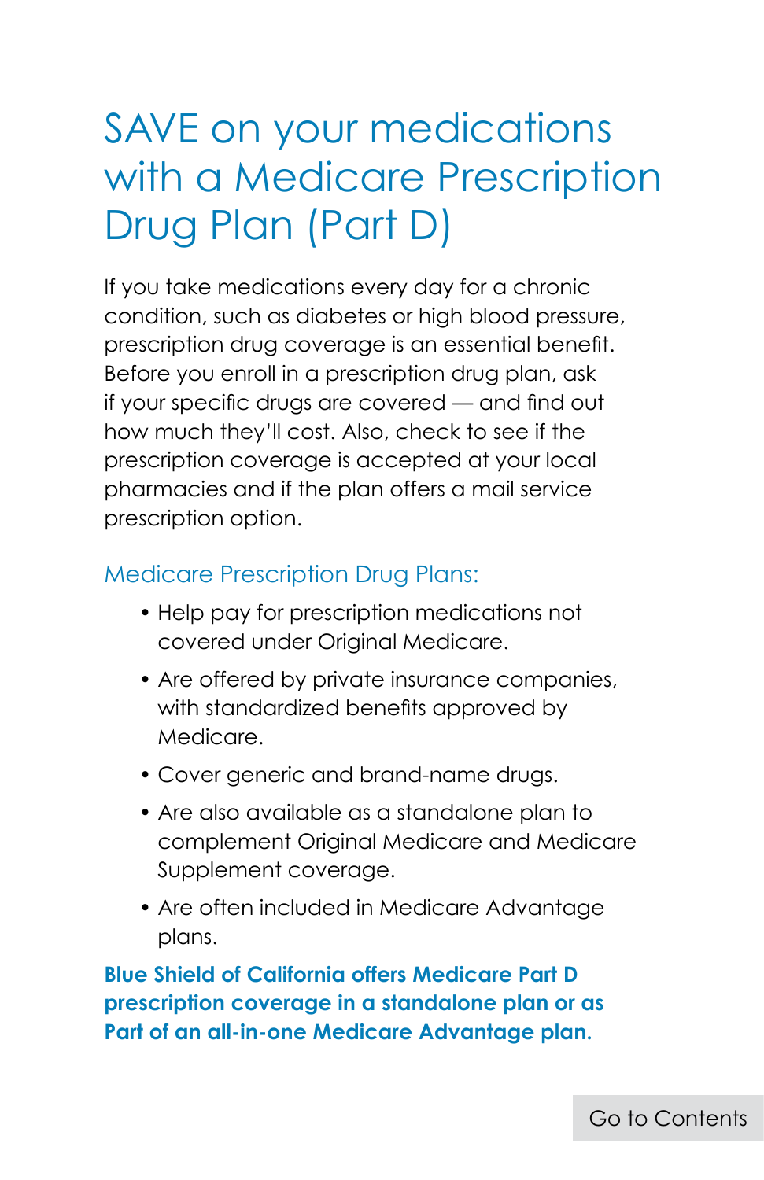# SAVE on your medications with a Medicare Prescription Drug Plan (Part D)

If you take medications every day for a chronic condition, such as diabetes or high blood pressure, prescription drug coverage is an essential benefit. Before you enroll in a prescription drug plan, ask if your specific drugs are covered — and find out how much they'll cost. Also, check to see if the prescription coverage is accepted at your local pharmacies and if the plan offers a mail service prescription option.

## Medicare Prescription Drug Plans:

- Help pay for prescription medications not covered under Original Medicare.
- Are offered by private insurance companies, with standardized benefits approved by Medicare.
- Cover generic and brand-name drugs.
- Are also available as a standalone plan to complement Original Medicare and Medicare Supplement coverage.
- Are often included in Medicare Advantage plans.

**Blue Shield of California offers Medicare Part D prescription coverage in a standalone plan or as Part of an all-in-one Medicare Advantage plan.**

Go to Contents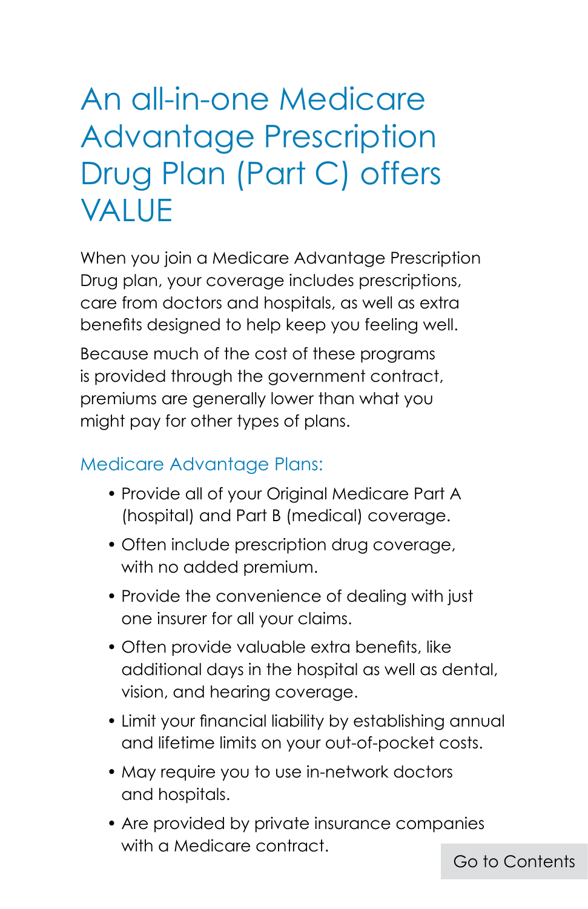# An all-in-one Medicare Advantage Prescription Drug Plan (Part C) offers VALUE

When you join a Medicare Advantage Prescription Drug plan, your coverage includes prescriptions, care from doctors and hospitals, as well as extra benefits designed to help keep you feeling well.

Because much of the cost of these programs is provided through the government contract, premiums are generally lower than what you might pay for other types of plans.

## Medicare Advantage Plans:

- Provide all of your Original Medicare Part A (hospital) and Part B (medical) coverage.
- Often include prescription drug coverage, with no added premium.
- Provide the convenience of dealing with just one insurer for all your claims.
- Often provide valuable extra benefits, like additional days in the hospital as well as dental, vision, and hearing coverage.
- Limit your financial liability by establishing annual and lifetime limits on your out-of-pocket costs.
- May require you to use in-network doctors and hospitals.
- Are provided by private insurance companies with a Medicare contract.

Go to Contents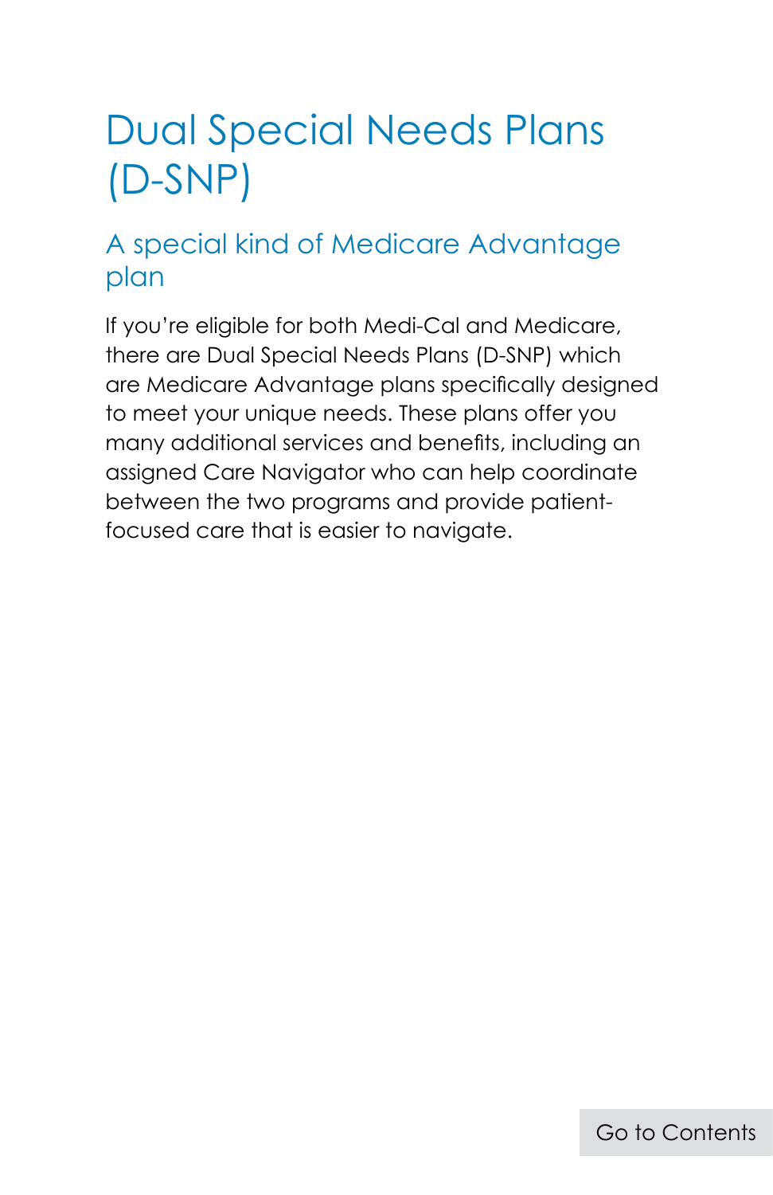# Dual Special Needs Plans (D-SNP)

## A special kind of Medicare Advantage plan

If you're eligible for both Medi-Cal and Medicare, there are Dual Special Needs Plans (D-SNP) which are Medicare Advantage plans specifically designed to meet your unique needs. These plans offer you many additional services and benefits, including an assigned Care Navigator who can help coordinate between the two programs and provide patient-focused care that is easier to navigate.

Go to Contents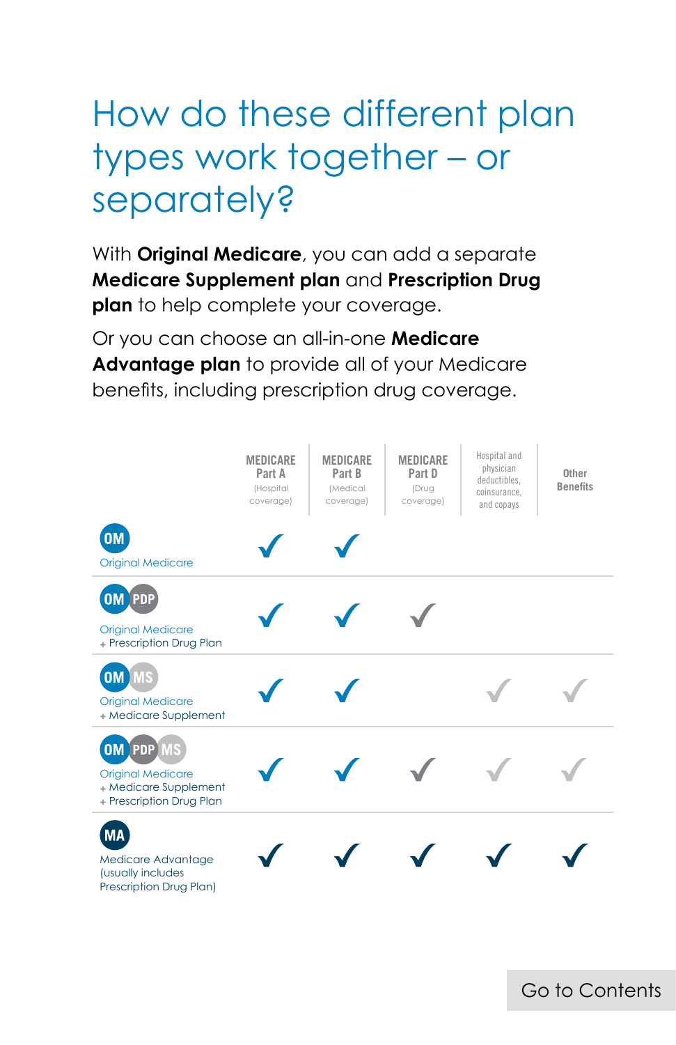# How do these different plan types work together – or separately?

With **Original Medicare**, you can add a separate **Medicare Supplement plan** and **Prescription Drug plan** to help complete your coverage.

Or you can choose an all-in-one **Medicare Advantage plan** to provide all of your Medicare benefits, including prescription drug coverage.

| | MEDICARE Part A (Hospital coverage) | MEDICARE Part B (Medical coverage) | MEDICARE Part D (Drug coverage) | Hospital and physician deductibles, coinsurance, and copays | Other Benefits |
|---|---|---|---|---|---|
| OM<br>Original Medicare | ✓ | ✓ | | | |
| OM PDP<br>Original Medicare + Prescription Drug Plan | ✓ | ✓ | ✓ | | |
| OM MS<br>Original Medicare + Medicare Supplement | ✓ | ✓ | | ✓ | ✓ |
| OM PDP MS<br>Original Medicare + Medicare Supplement + Prescription Drug Plan | ✓ | ✓ | ✓ | ✓ | ✓ |
| MA<br>Medicare Advantage (usually includes Prescription Drug Plan) | ✓ | ✓ | ✓ | ✓ | ✓ |

Go to Contents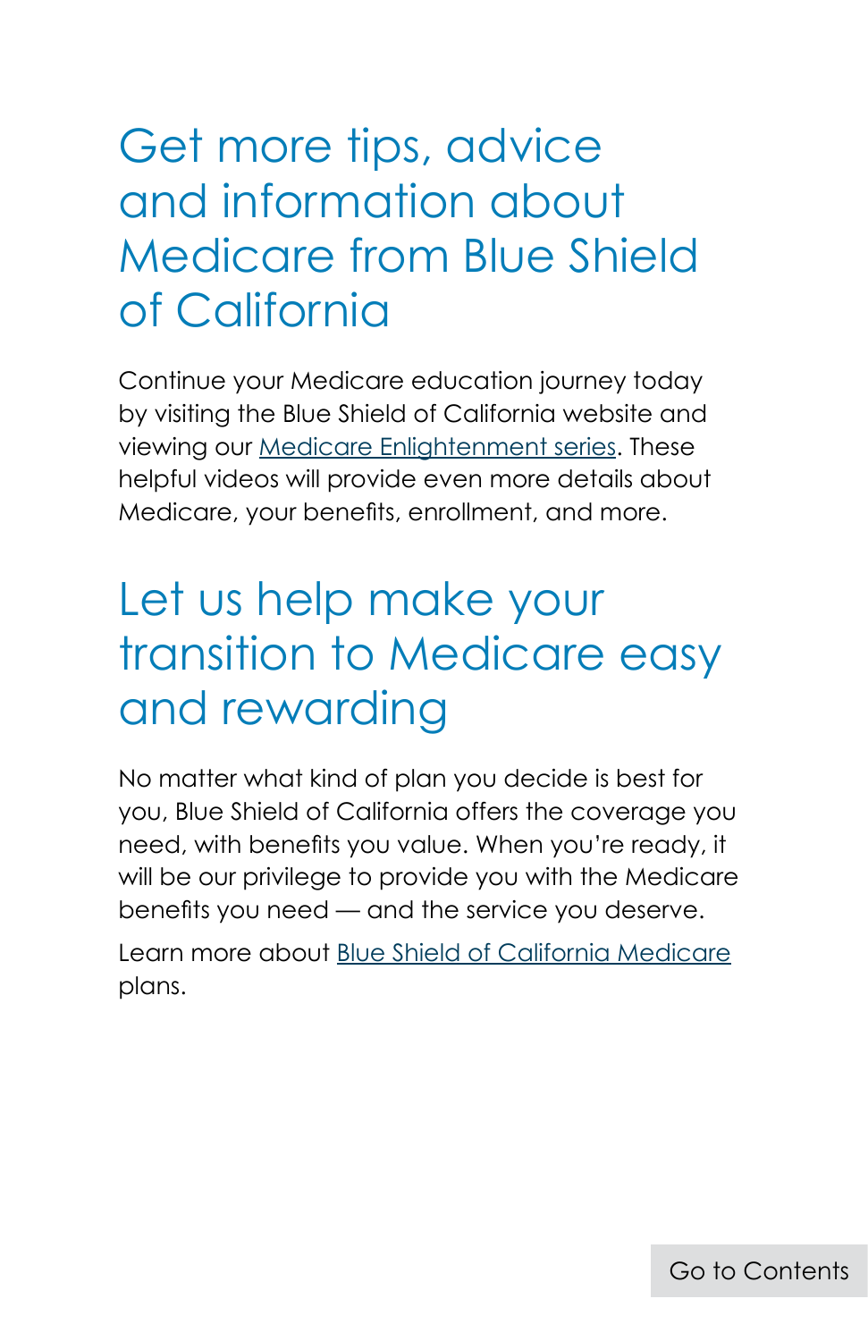## Get more tips, advice and information about Medicare from Blue Shield of California

Continue your Medicare education journey today by visiting the Blue Shield of California website and viewing our Medicare Enlightenment series. These helpful videos will provide even more details about Medicare, your benefits, enrollment, and more.

## Let us help make your transition to Medicare easy and rewarding

No matter what kind of plan you decide is best for you, Blue Shield of California offers the coverage you need, with benefits you value. When you're ready, it will be our privilege to provide you with the Medicare benefits you need — and the service you deserve.

Learn more about Blue Shield of California Medicare plans.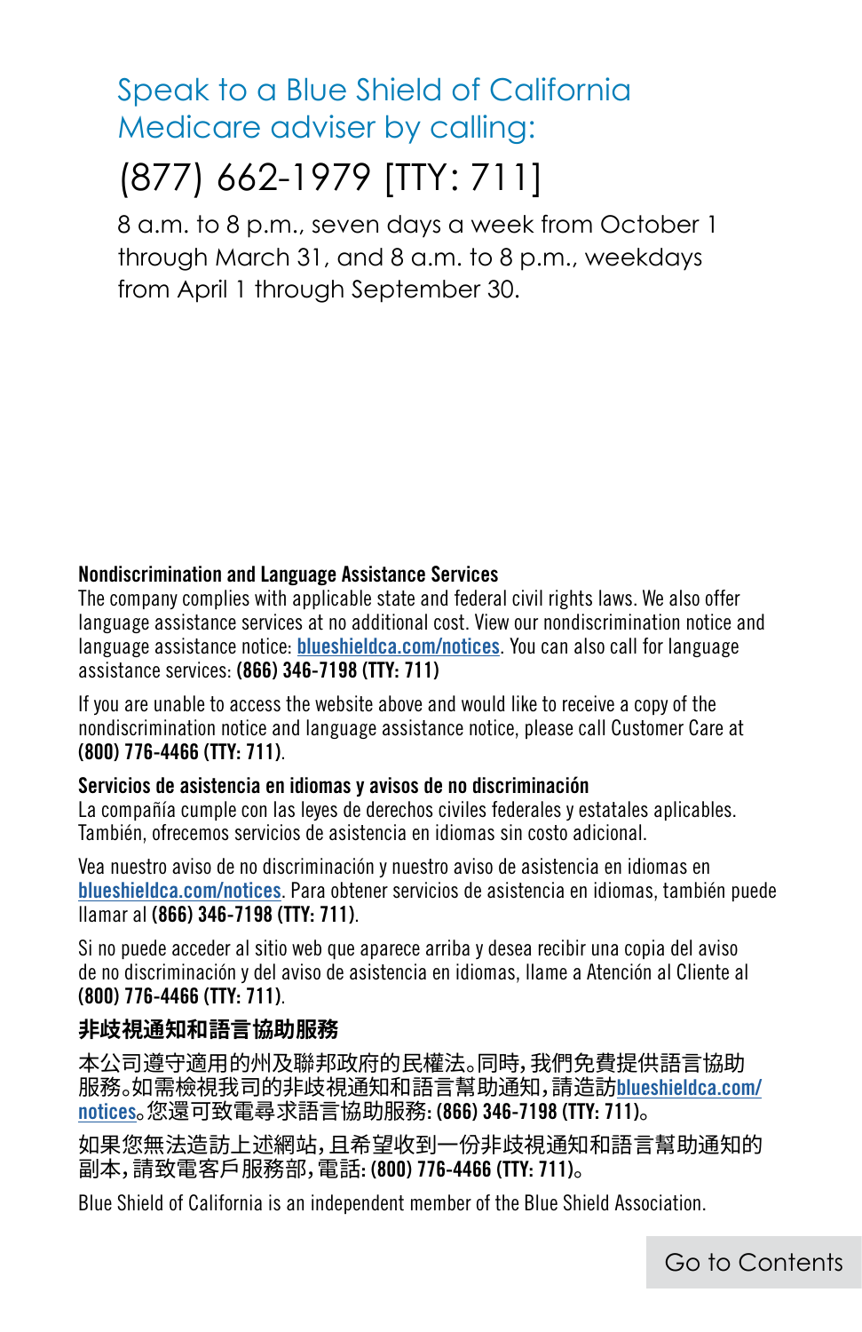## Speak to a Blue Shield of California Medicare adviser by calling:

# (877) 662-1979 [TTY: 711]

8 a.m. to 8 p.m., seven days a week from October 1 through March 31, and 8 a.m. to 8 p.m., weekdays from April 1 through September 30.

**Nondiscrimination and Language Assistance Services**

The company complies with applicable state and federal civil rights laws. We also offer language assistance services at no additional cost. View our nondiscrimination notice and language assistance notice: blueshieldca.com/notices. You can also call for language assistance services: **(866) 346-7198 (TTY: 711)**

If you are unable to access the website above and would like to receive a copy of the nondiscrimination notice and language assistance notice, please call Customer Care at **(800) 776-4466 (TTY: 711)**.

**Servicios de asistencia en idiomas y avisos de no discriminación**

La compañía cumple con las leyes de derechos civiles federales y estatales aplicables. También, ofrecemos servicios de asistencia en idiomas sin costo adicional.

Vea nuestro aviso de no discriminación y nuestro aviso de asistencia en idiomas en blueshieldca.com/notices. Para obtener servicios de asistencia en idiomas, también puede llamar al **(866) 346-7198 (TTY: 711)**.

Si no puede acceder al sitio web que aparece arriba y desea recibir una copia del aviso de no discriminación y del aviso de asistencia en idiomas, llame a Atención al Cliente al **(800) 776-4466 (TTY: 711)**.

**非歧視通知和語言協助服務**

本公司遵守適用的州及聯邦政府的民權法。同時，我們免費提供語言協助服務。如需檢視我司的非歧視通知和語言幫助通知，請造訪blueshieldca.com/notices。您還可致電尋求語言協助服務: **(866) 346-7198 (TTY: 711)**。

如果您無法造訪上述網站，且希望收到一份非歧視通知和語言幫助通知的副本，請致電客戶服務部，電話: **(800) 776-4466 (TTY: 711)**。

Blue Shield of California is an independent member of the Blue Shield Association.

Go to Contents